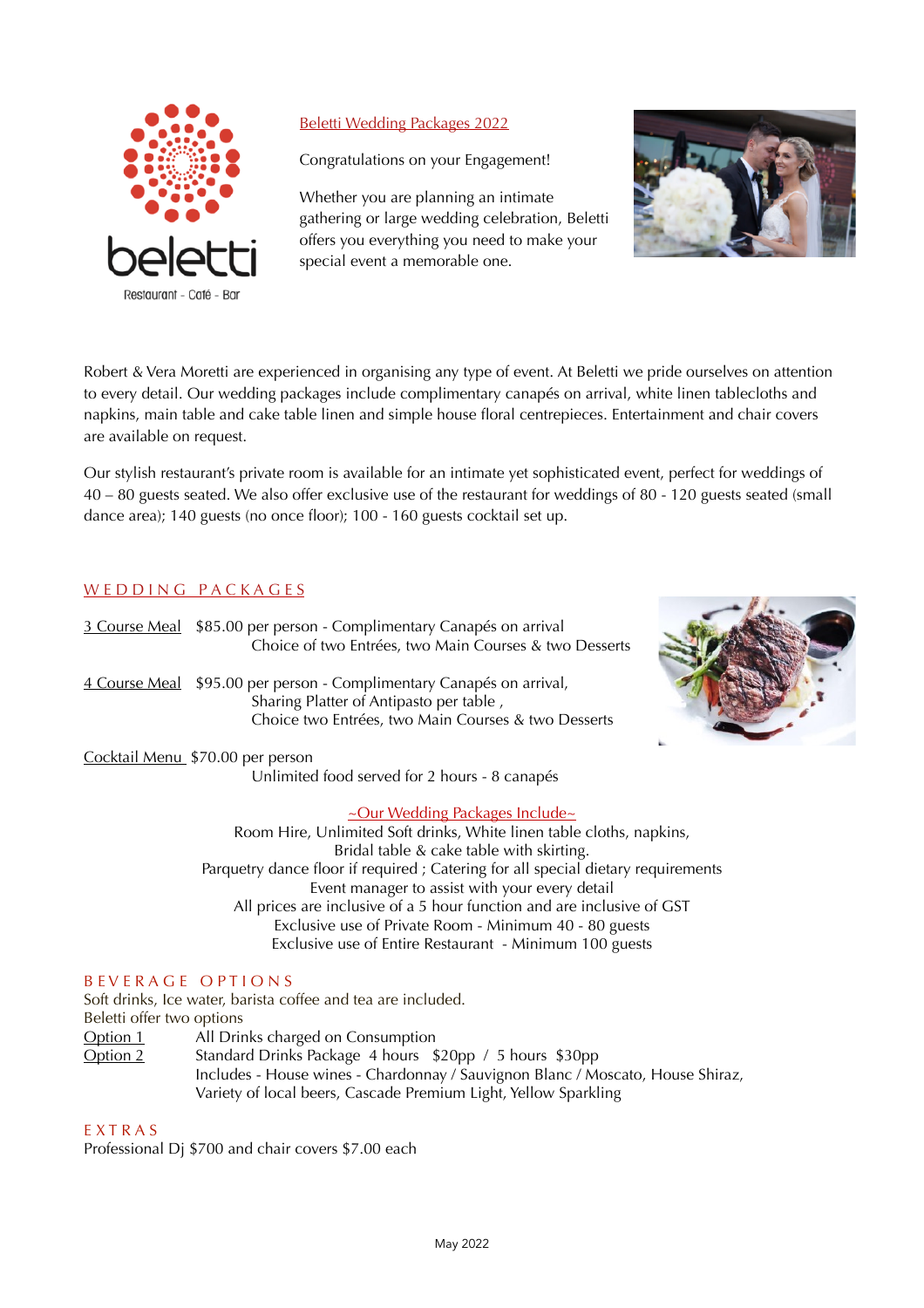beletti

Restaurant - Café - Bar

# Beletti Wedding Packages 2022

Congratulations on your Engagement!

Whether you are planning an intimate gathering or large wedding celebration, Beletti offers you everything you need to make your special event a memorable one.

Robert & Vera Moretti are experienced in organising any type of event. At Beletti we pride ourselves on attention to every detail. Our wedding packages include complimentary canapés on arrival, white linen tablecloths and napkins, main table and cake table linen and simple house floral centrepieces. Entertainment and chair covers are available on request.

Our stylish restaurant's private room is available for an intimate yet sophisticated event, perfect for weddings of 40 – 80 guests seated. We also offer exclusive use of the restaurant for weddings of 80 - 120 guests seated (small dance area); 140 guests (no once floor); 100 - 160 guests cocktail set up.

## WEDDING PACKAGES

3 Course Meal $85.00 per person - Complimentary Canapés on arrival
Choice of two Entrées, two Main Courses & two Desserts

4 Course Meal $95.00 per person - Complimentary Canapés on arrival,
Sharing Platter of Antipasto per table ,
Choice two Entrées, two Main Courses & two Desserts

Cocktail Menu $70.00 per person
Unlimited food served for 2 hours - 8 canapés

~Our Wedding Packages Include~

Room Hire, Unlimited Soft drinks, White linen table cloths, napkins,
Bridal table & cake table with skirting.
Parquetry dance floor if required ; Catering for all special dietary requirements
Event manager to assist with your every detail
All prices are inclusive of a 5 hour function and are inclusive of GST
Exclusive use of Private Room - Minimum 40 - 80 guests
Exclusive use of Entire Restaurant - Minimum 100 guests

## BEVERAGE OPTIONS

Soft drinks, Ice water, barista coffee and tea are included.
Beletti offer two options

Option 1 All Drinks charged on Consumption
Option 2 Standard Drinks Package 4 hours $20pp / 5 hours $30pp
Includes - House wines - Chardonnay / Sauvignon Blanc / Moscato, House Shiraz, Variety of local beers, Cascade Premium Light, Yellow Sparkling

## EXTRAS

Professional Dj $700 and chair covers $7.00 each

May 2022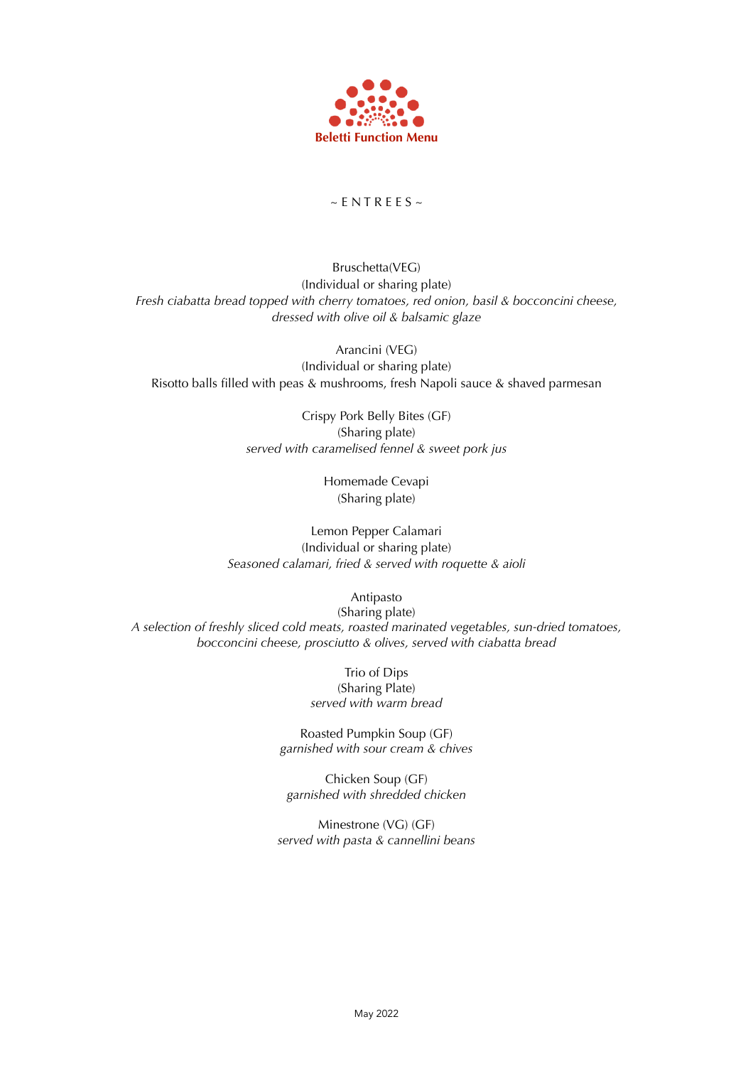**Beletti Function Menu**

## ~ ENTREES ~

Bruschetta(VEG)
(Individual or sharing plate)
*Fresh ciabatta bread topped with cherry tomatoes, red onion, basil & bocconcini cheese, dressed with olive oil & balsamic glaze*

Arancini (VEG)
(Individual or sharing plate)
Risotto balls filled with peas & mushrooms, fresh Napoli sauce & shaved parmesan

Crispy Pork Belly Bites (GF)
(Sharing plate)
*served with caramelised fennel & sweet pork jus*

Homemade Cevapi
(Sharing plate)

Lemon Pepper Calamari
(Individual or sharing plate)
*Seasoned calamari, fried & served with roquette & aioli*

Antipasto
(Sharing plate)
*A selection of freshly sliced cold meats, roasted marinated vegetables, sun-dried tomatoes, bocconcini cheese, prosciutto & olives, served with ciabatta bread*

Trio of Dips
(Sharing Plate)
*served with warm bread*

Roasted Pumpkin Soup (GF)
*garnished with sour cream & chives*

Chicken Soup (GF)
*garnished with shredded chicken*

Minestrone (VG) (GF)
*served with pasta & cannellini beans*

May 2022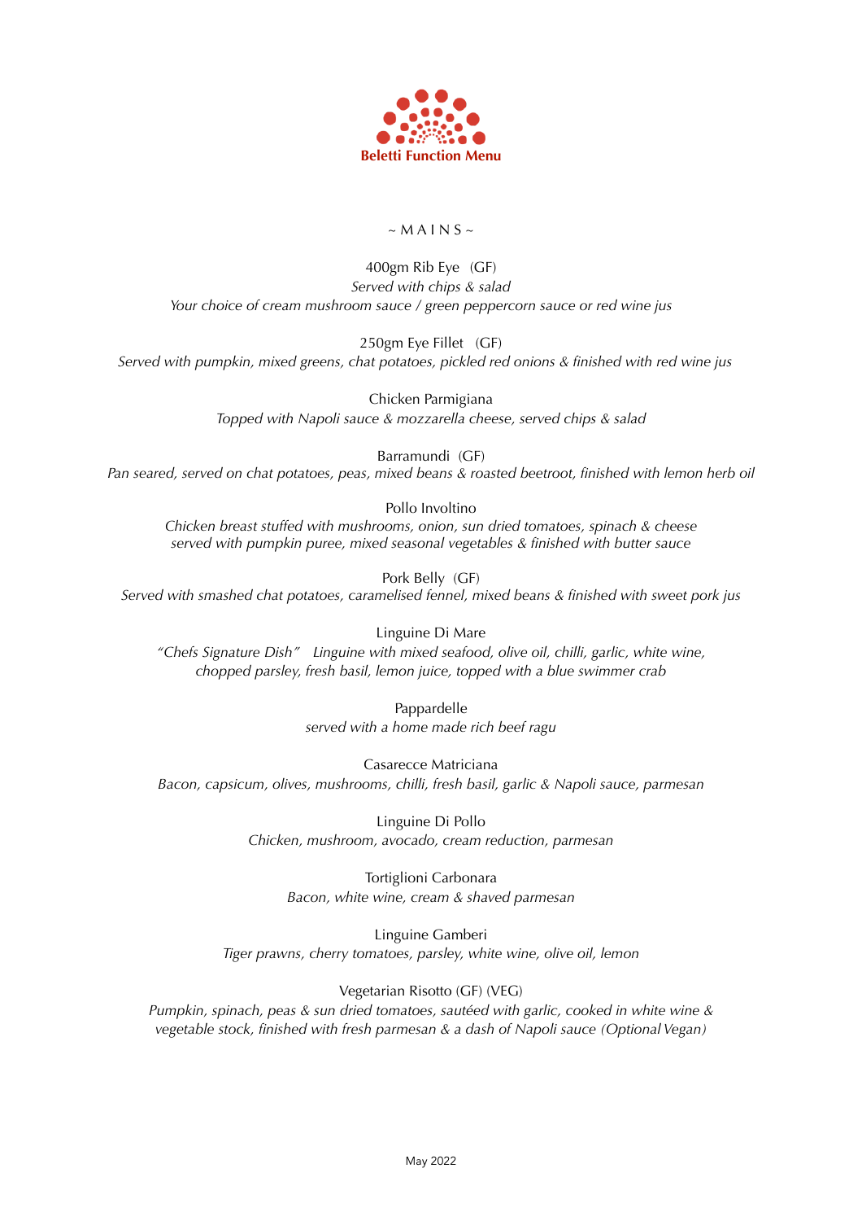**Beletti Function Menu**

## ~ MAINS ~

400gm Rib Eye (GF)
*Served with chips & salad*
*Your choice of cream mushroom sauce / green peppercorn sauce or red wine jus*

250gm Eye Fillet (GF)
*Served with pumpkin, mixed greens, chat potatoes, pickled red onions & finished with red wine jus*

Chicken Parmigiana
*Topped with Napoli sauce & mozzarella cheese, served chips & salad*

Barramundi (GF)
*Pan seared, served on chat potatoes, peas, mixed beans & roasted beetroot, finished with lemon herb oil*

Pollo Involtino
*Chicken breast stuffed with mushrooms, onion, sun dried tomatoes, spinach & cheese served with pumpkin puree, mixed seasonal vegetables & finished with butter sauce*

Pork Belly (GF)
*Served with smashed chat potatoes, caramelised fennel, mixed beans & finished with sweet pork jus*

Linguine Di Mare
*"Chefs Signature Dish" Linguine with mixed seafood, olive oil, chilli, garlic, white wine, chopped parsley, fresh basil, lemon juice, topped with a blue swimmer crab*

Pappardelle
*served with a home made rich beef ragu*

Casarecce Matriciana
*Bacon, capsicum, olives, mushrooms, chilli, fresh basil, garlic & Napoli sauce, parmesan*

Linguine Di Pollo
*Chicken, mushroom, avocado, cream reduction, parmesan*

Tortiglioni Carbonara
*Bacon, white wine, cream & shaved parmesan*

Linguine Gamberi
*Tiger prawns, cherry tomatoes, parsley, white wine, olive oil, lemon*

Vegetarian Risotto (GF) (VEG)
*Pumpkin, spinach, peas & sun dried tomatoes, sautéed with garlic, cooked in white wine & vegetable stock, finished with fresh parmesan & a dash of Napoli sauce (Optional Vegan)*

May 2022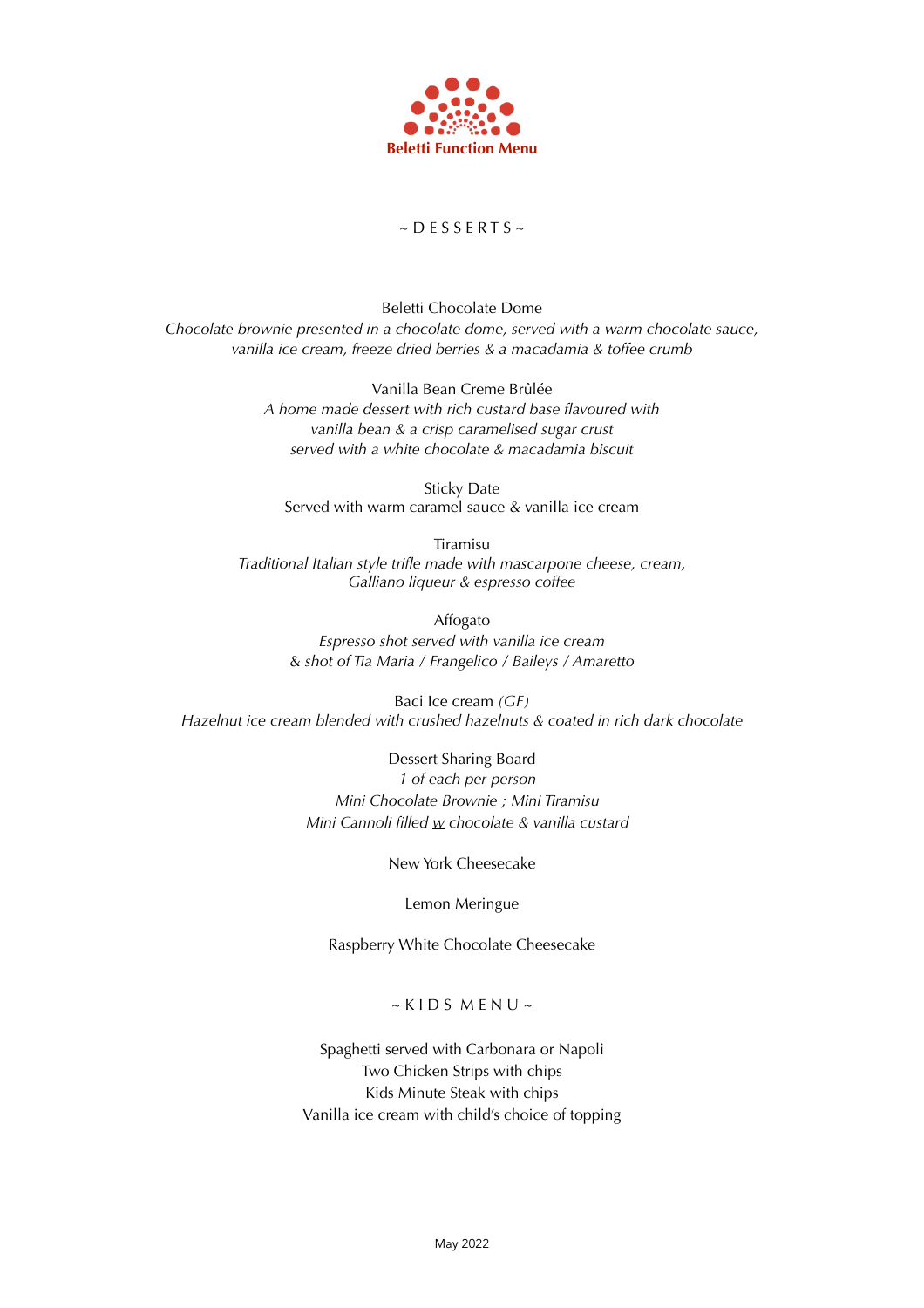**Beletti Function Menu**

## ~ DESSERTS ~

Beletti Chocolate Dome
*Chocolate brownie presented in a chocolate dome, served with a warm chocolate sauce, vanilla ice cream, freeze dried berries & a macadamia & toffee crumb*

Vanilla Bean Creme Brûlée
*A home made dessert with rich custard base flavoured with vanilla bean & a crisp caramelised sugar crust served with a white chocolate & macadamia biscuit*

Sticky Date
Served with warm caramel sauce & vanilla ice cream

Tiramisu
*Traditional Italian style trifle made with mascarpone cheese, cream, Galliano liqueur & espresso coffee*

Affogato
*Espresso shot served with vanilla ice cream & shot of Tia Maria / Frangelico / Baileys / Amaretto*

Baci Ice cream *(GF)*
*Hazelnut ice cream blended with crushed hazelnuts & coated in rich dark chocolate*

Dessert Sharing Board
*1 of each per person*
*Mini Chocolate Brownie ; Mini Tiramisu*
*Mini Cannoli filled w chocolate & vanilla custard*

New York Cheesecake

Lemon Meringue

Raspberry White Chocolate Cheesecake

## ~ KIDS MENU ~

Spaghetti served with Carbonara or Napoli
Two Chicken Strips with chips
Kids Minute Steak with chips
Vanilla ice cream with child's choice of topping

May 2022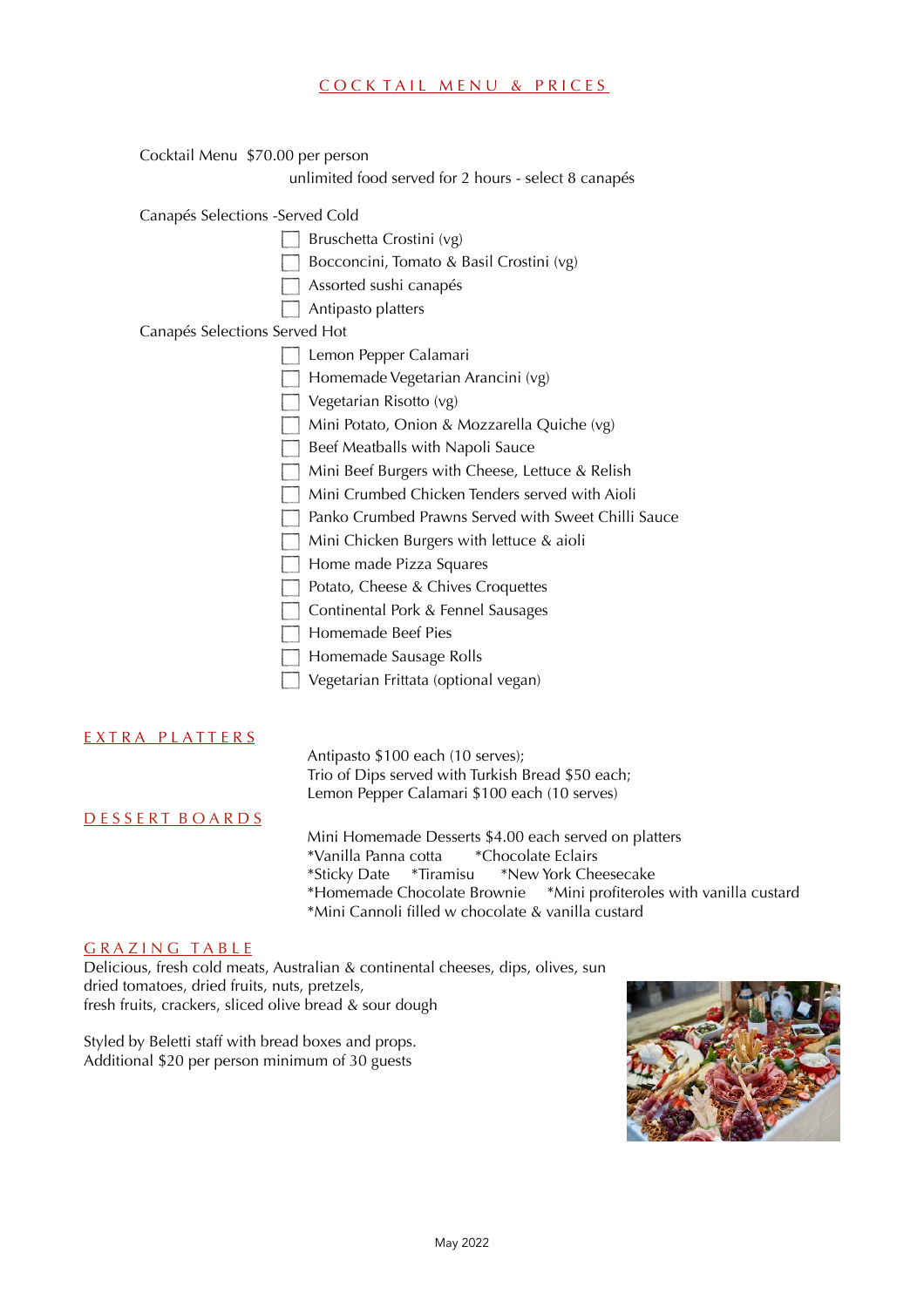## COCKTAIL MENU & PRICES

Cocktail Menu $70.00 per person

unlimited food served for 2 hours - select 8 canapés

Canapés Selections -Served Cold

- [ ] Bruschetta Crostini (vg)
- [ ] Bocconcini, Tomato & Basil Crostini (vg)
- [ ] Assorted sushi canapés
- [ ] Antipasto platters

Canapés Selections Served Hot

- [ ] Lemon Pepper Calamari
- [ ] Homemade Vegetarian Arancini (vg)
- [ ] Vegetarian Risotto (vg)
- [ ] Mini Potato, Onion & Mozzarella Quiche (vg)
- [ ] Beef Meatballs with Napoli Sauce
- [ ] Mini Beef Burgers with Cheese, Lettuce & Relish
- [ ] Mini Crumbed Chicken Tenders served with Aioli
- [ ] Panko Crumbed Prawns Served with Sweet Chilli Sauce
- [ ] Mini Chicken Burgers with lettuce & aioli
- [ ] Home made Pizza Squares
- [ ] Potato, Cheese & Chives Croquettes
- [ ] Continental Pork & Fennel Sausages
- [ ] Homemade Beef Pies
- [ ] Homemade Sausage Rolls
- [ ] Vegetarian Frittata (optional vegan)

## EXTRA PLATTERS

Antipasto $100 each (10 serves);
Trio of Dips served with Turkish Bread $50 each;
Lemon Pepper Calamari $100 each (10 serves)

## DESSERT BOARDS

Mini Homemade Desserts $4.00 each served on platters

*Vanilla Panna cotta *Chocolate Eclairs
*Sticky Date *Tiramisu *New York Cheesecake
*Homemade Chocolate Brownie *Mini profiteroles with vanilla custard
*Mini Cannoli filled w chocolate & vanilla custard

## GRAZING TABLE

Delicious, fresh cold meats, Australian & continental cheeses, dips, olives, sun dried tomatoes, dried fruits, nuts, pretzels,
fresh fruits, crackers, sliced olive bread & sour dough

Styled by Beletti staff with bread boxes and props.
Additional $20 per person minimum of 30 guests

May 2022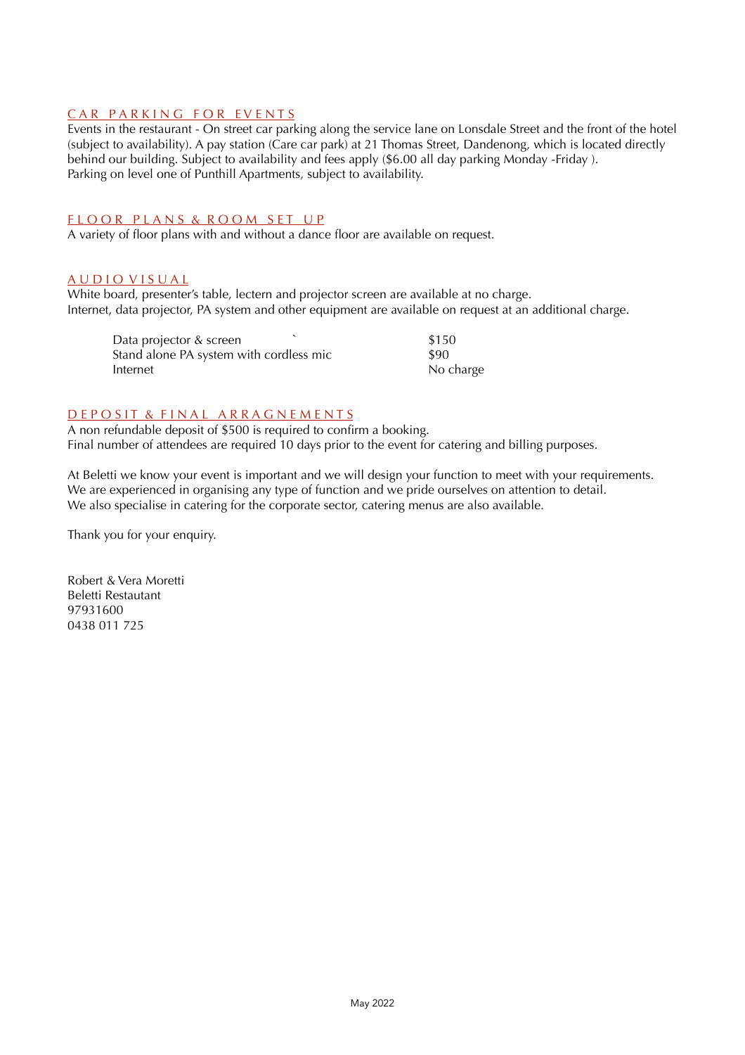## CAR PARKING FOR EVENTS

Events in the restaurant - On street car parking along the service lane on Lonsdale Street and the front of the hotel (subject to availability). A pay station (Care car park) at 21 Thomas Street, Dandenong, which is located directly behind our building. Subject to availability and fees apply ($6.00 all day parking Monday -Friday ).
Parking on level one of Punthill Apartments, subject to availability.

## FLOOR PLANS & ROOM SET UP

A variety of floor plans with and without a dance floor are available on request.

## AUDIO VISUAL

White board, presenter's table, lectern and projector screen are available at no charge.
Internet, data projector, PA system and other equipment are available on request at an additional charge.

| | |
|---|---|
| Data projector & screen ` | $150 |
| Stand alone PA system with cordless mic | $90 |
| Internet | No charge |

## DEPOSIT & FINAL ARRAGNEMENTS

A non refundable deposit of $500 is required to confirm a booking.
Final number of attendees are required 10 days prior to the event for catering and billing purposes.

At Beletti we know your event is important and we will design your function to meet with your requirements.
We are experienced in organising any type of function and we pride ourselves on attention to detail.
We also specialise in catering for the corporate sector, catering menus are also available.

Thank you for your enquiry.

Robert & Vera Moretti
Beletti Restautant
97931600
0438 011 725

May 2022